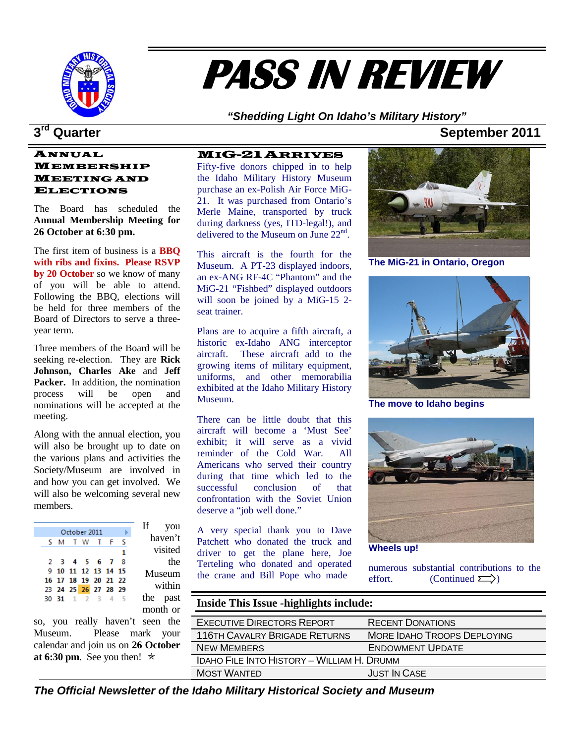# PASS IN REVIEW

*"Shedding Light On Idaho's Military History"*

**3rd Quarter** **September 2011**

## Annual Membership Meeting and Elections

The Board has scheduled the **Annual Membership Meeting for 26 October at 6:30 pm.**

The first item of business is a **BBQ with ribs and fixins. Please RSVP by 20 October** so we know of many of you will be able to attend. Following the BBQ, elections will be held for three members of the Board of Directors to serve a three-year term.

Three members of the Board will be seeking re-election. They are **Rick Johnson, Charles Ake** and **Jeff Packer.** In addition, the nomination process will be open and nominations will be accepted at the meeting.

Along with the annual election, you will also be brought up to date on the various plans and activities the Society/Museum are involved in and how you can get involved. We will also be welcoming several new members.

| October 2011 | | | | | | |
|---|---|---|---|---|---|---|
| S | M | T | W | T | F | S |
| | | | | | | 1 |
| 2 | 3 | 4 | 5 | 6 | 7 | 8 |
| 9 | 10 | 11 | 12 | 13 | 14 | 15 |
| 16 | 17 | 18 | 19 | 20 | 21 | 22 |
| 23 | 24 | 25 | 26 | 27 | 28 | 29 |
| 30 | 31 | 1 | 2 | 3 | 4 | 5 |

If you haven't visited the Museum within the past month or so, you really haven't seen the Museum. Please mark your calendar and join us on **26 October at 6:30 pm**. See you then! ☆

## MiG-21 Arrives

Fifty-five donors chipped in to help the Idaho Military History Museum purchase an ex-Polish Air Force MiG-21. It was purchased from Ontario's Merle Maine, transported by truck during darkness (yes, ITD-legal!), and delivered to the Museum on June 22nd.

This aircraft is the fourth for the Museum. A PT-23 displayed indoors, an ex-ANG RF-4C "Phantom" and the MiG-21 "Fishbed" displayed outdoors will soon be joined by a MiG-15 2-seat trainer.

Plans are to acquire a fifth aircraft, a historic ex-Idaho ANG interceptor aircraft. These aircraft add to the growing items of military equipment, uniforms, and other memorabilia exhibited at the Idaho Military History Museum.

There can be little doubt that this aircraft will become a 'Must See' exhibit; it will serve as a vivid reminder of the Cold War. All Americans who served their country during that time which led to the successful conclusion of that confrontation with the Soviet Union deserve a "job well done."

A very special thank you to Dave Patchett who donated the truck and driver to get the plane here, Joe Terteling who donated and operated the crane and Bill Pope who made numerous substantial contributions to the effort. (Continued ⇒)

**The MiG-21 in Ontario, Oregon**

**The move to Idaho begins**

**Wheels up!**

### Inside This Issue -highlights include:

| | |
|---|---|
| Executive Directors Report | Recent Donations |
| 116th Cavalry Brigade Returns | More Idaho Troops Deploying |
| New Members | Endowment Update |
| Idaho File Into History – William H. Drumm | |
| Most Wanted | Just In Case |

*The Official Newsletter of the Idaho Military Historical Society and Museum*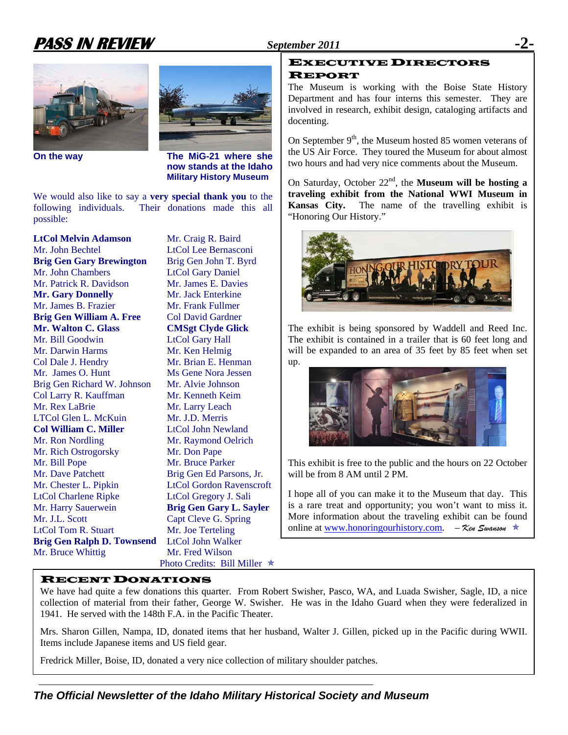On the way

The MiG-21 where she now stands at the Idaho Military History Museum

We would also like to say a **very special thank you** to the following individuals. Their donations made this all possible:

**LtCol Melvin Adamson**
Mr. John Bechtel
**Brig Gen Gary Brewington**
Mr. John Chambers
Mr. Patrick R. Davidson
**Mr. Gary Donnelly**
Mr. James B. Frazier
**Brig Gen William A. Free**
**Mr. Walton C. Glass**
Mr. Bill Goodwin
Mr. Darwin Harms
Col Dale J. Hendry
Mr. James O. Hunt
Brig Gen Richard W. Johnson
Col Larry R. Kauffman
Mr. Rex LaBrie
LTCol Glen L. McKuin
**Col William C. Miller**
Mr. Ron Nordling
Mr. Rich Ostrogorsky
Mr. Bill Pope
Mr. Dave Patchett
Mr. Chester L. Pipkin
LtCol Charlene Ripke
Mr. Harry Sauerwein
Mr. J.L. Scott
LtCol Tom R. Stuart
**Brig Gen Ralph D. Townsend**
Mr. Bruce Whittig
Mr. Craig R. Baird
LtCol Lee Bernasconi
Brig Gen John T. Byrd
LtCol Gary Daniel
Mr. James E. Davies
Mr. Jack Enterkine
Mr. Frank Fullmer
Col David Gardner
**CMSgt Clyde Glick**
LtCol Gary Hall
Mr. Ken Helmig
Mr. Brian E. Henman
Ms Gene Nora Jessen
Mr. Alvie Johnson
Mr. Kenneth Keim
Mr. Larry Leach
Mr. J.D. Merris
LtCol John Newland
Mr. Raymond Oelrich
Mr. Don Pape
Mr. Bruce Parker
Brig Gen Ed Parsons, Jr.
LtCol Gordon Ravenscroft
LtCol Gregory J. Sali
**Brig Gen Gary L. Sayler**
Capt Cleve G. Spring
Mr. Joe Terteling
LtCol John Walker
Mr. Fred Wilson

Photo Credits: Bill Miller ✭

## Executive Directors Report

The Museum is working with the Boise State History Department and has four interns this semester. They are involved in research, exhibit design, cataloging artifacts and docenting.

On September 9th, the Museum hosted 85 women veterans of the US Air Force. They toured the Museum for about almost two hours and had very nice comments about the Museum.

On Saturday, October 22nd, the **Museum will be hosting a traveling exhibit from the National WWI Museum in Kansas City.** The name of the travelling exhibit is "Honoring Our History."

The exhibit is being sponsored by Waddell and Reed Inc. The exhibit is contained in a trailer that is 60 feet long and will be expanded to an area of 35 feet by 85 feet when set up.

This exhibit is free to the public and the hours on 22 October will be from 8 AM until 2 PM.

I hope all of you can make it to the Museum that day. This is a rare treat and opportunity; you won't want to miss it. More information about the traveling exhibit can be found online at www.honoringourhistory.com. *– Ken Swanson* ✭

## Recent Donations

We have had quite a few donations this quarter. From Robert Swisher, Pasco, WA, and Luada Swisher, Sagle, ID, a nice collection of material from their father, George W. Swisher. He was in the Idaho Guard when they were federalized in 1941. He served with the 148th F.A. in the Pacific Theater.

Mrs. Sharon Gillen, Nampa, ID, donated items that her husband, Walter J. Gillen, picked up in the Pacific during WWII. Items include Japanese items and US field gear.

Fredrick Miller, Boise, ID, donated a very nice collection of military shoulder patches.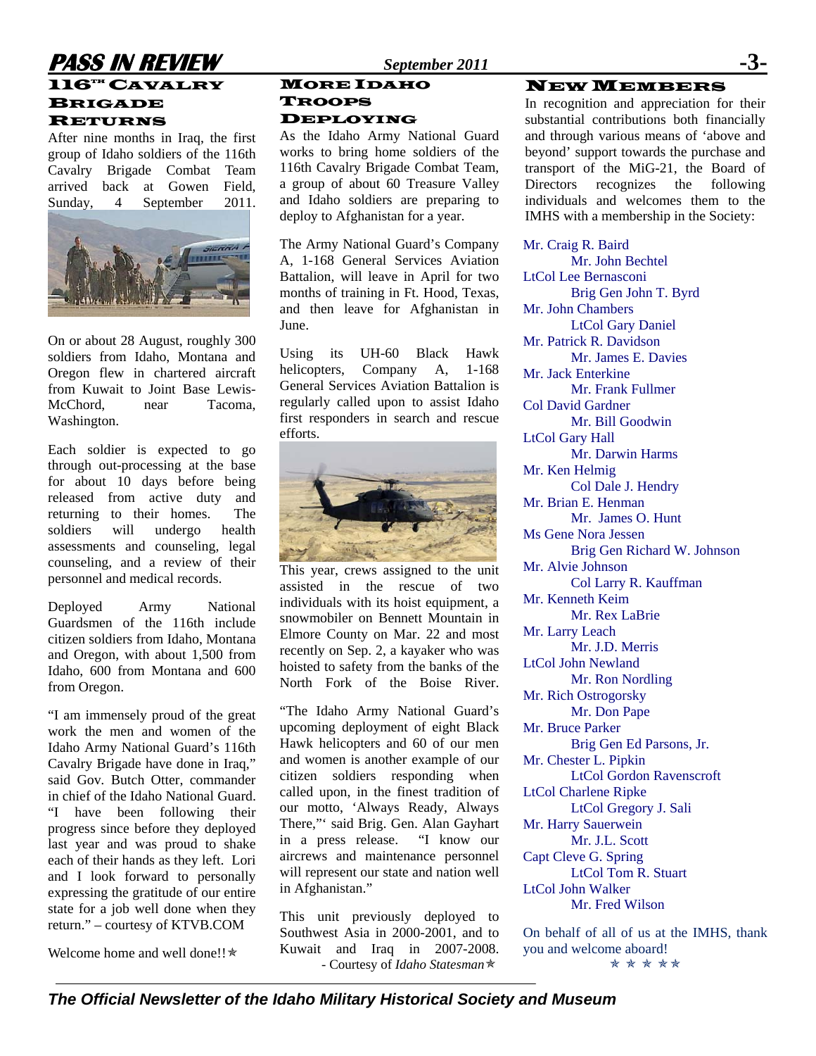## 116th Cavalry Brigade Returns

After nine months in Iraq, the first group of Idaho soldiers of the 116th Cavalry Brigade Combat Team arrived back at Gowen Field, Sunday, 4 September 2011.

On or about 28 August, roughly 300 soldiers from Idaho, Montana and Oregon flew in chartered aircraft from Kuwait to Joint Base Lewis-McChord, near Tacoma, Washington.

Each soldier is expected to go through out-processing at the base for about 10 days before being released from active duty and returning to their homes. The soldiers will undergo health assessments and counseling, legal counseling, and a review of their personnel and medical records.

Deployed Army National Guardsmen of the 116th include citizen soldiers from Idaho, Montana and Oregon, with about 1,500 from Idaho, 600 from Montana and 600 from Oregon.

"I am immensely proud of the great work the men and women of the Idaho Army National Guard's 116th Cavalry Brigade have done in Iraq," said Gov. Butch Otter, commander in chief of the Idaho National Guard. "I have been following their progress since before they deployed last year and was proud to shake each of their hands as they left. Lori and I look forward to personally expressing the gratitude of our entire state for a job well done when they return." – courtesy of KTVB.COM

Welcome home and well done!!✯

## More Idaho Troops Deploying

As the Idaho Army National Guard works to bring home soldiers of the 116th Cavalry Brigade Combat Team, a group of about 60 Treasure Valley and Idaho soldiers are preparing to deploy to Afghanistan for a year.

The Army National Guard's Company A, 1-168 General Services Aviation Battalion, will leave in April for two months of training in Ft. Hood, Texas, and then leave for Afghanistan in June.

Using its UH-60 Black Hawk helicopters, Company A, 1-168 General Services Aviation Battalion is regularly called upon to assist Idaho first responders in search and rescue efforts.

This year, crews assigned to the unit assisted in the rescue of two individuals with its hoist equipment, a snowmobiler on Bennett Mountain in Elmore County on Mar. 22 and most recently on Sep. 2, a kayaker who was hoisted to safety from the banks of the North Fork of the Boise River.

"The Idaho Army National Guard's upcoming deployment of eight Black Hawk helicopters and 60 of our men and women is another example of our citizen soldiers responding when called upon, in the finest tradition of our motto, 'Always Ready, Always There,"' said Brig. Gen. Alan Gayhart in a press release. "I know our aircrews and maintenance personnel will represent our state and nation well in Afghanistan."

This unit previously deployed to Southwest Asia in 2000-2001, and to Kuwait and Iraq in 2007-2008.
- Courtesy of *Idaho Statesman*✯

## New Members

In recognition and appreciation for their substantial contributions both financially and through various means of 'above and beyond' support towards the purchase and transport of the MiG-21, the Board of Directors recognizes the following individuals and welcomes them to the IMHS with a membership in the Society:

Mr. Craig R. Baird
Mr. John Bechtel
LtCol Lee Bernasconi
Brig Gen John T. Byrd
Mr. John Chambers
LtCol Gary Daniel
Mr. Patrick R. Davidson
Mr. James E. Davies
Mr. Jack Enterkine
Mr. Frank Fullmer
Col David Gardner
Mr. Bill Goodwin
LtCol Gary Hall
Mr. Darwin Harms
Mr. Ken Helmig
Col Dale J. Hendry
Mr. Brian E. Henman
Mr. James O. Hunt
Ms Gene Nora Jessen
Brig Gen Richard W. Johnson
Mr. Alvie Johnson
Col Larry R. Kauffman
Mr. Kenneth Keim
Mr. Rex LaBrie
Mr. Larry Leach
Mr. J.D. Merris
LtCol John Newland
Mr. Ron Nordling
Mr. Rich Ostrogorsky
Mr. Don Pape
Mr. Bruce Parker
Brig Gen Ed Parsons, Jr.
Mr. Chester L. Pipkin
LtCol Gordon Ravenscroft
LtCol Charlene Ripke
LtCol Gregory J. Sali
Mr. Harry Sauerwein
Mr. J.L. Scott
Capt Cleve G. Spring
LtCol Tom R. Stuart
LtCol John Walker
Mr. Fred Wilson

On behalf of all of us at the IMHS, thank you and welcome aboard!

✯ ✯ ✯ ✯✯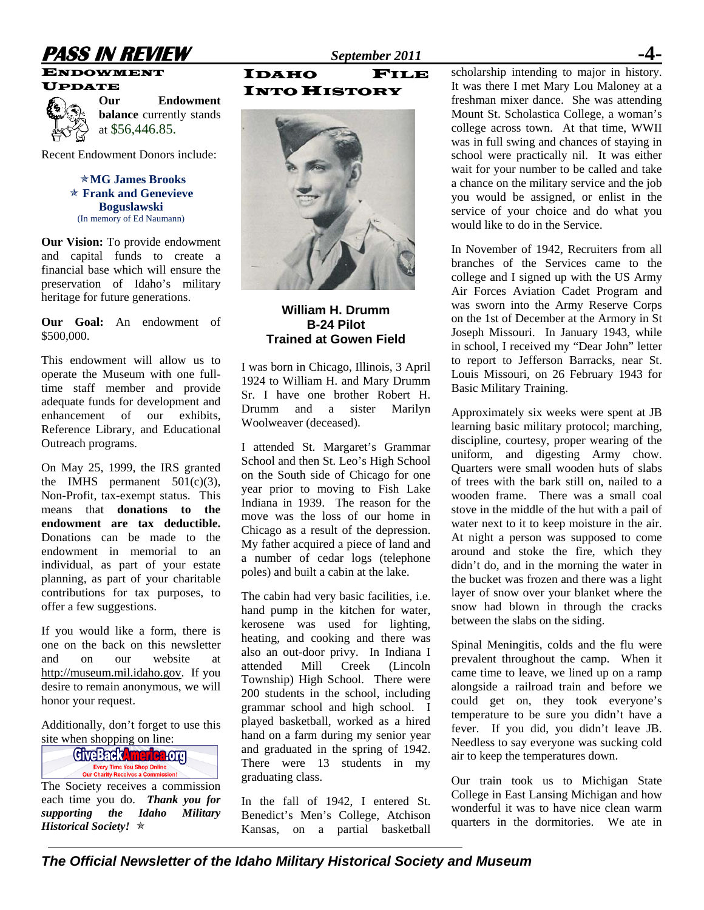## ENDOWMENT UPDATE

**Our Endowment balance** currently stands at $56,446.85.

Recent Endowment Donors include:

- **MG James Brooks**
- **Frank and Genevieve Boguslawski** (In memory of Ed Naumann)

**Our Vision:** To provide endowment and capital funds to create a financial base which will ensure the preservation of Idaho's military heritage for future generations.

**Our Goal:** An endowment of $500,000.

This endowment will allow us to operate the Museum with one full-time staff member and provide adequate funds for development and enhancement of our exhibits, Reference Library, and Educational Outreach programs.

On May 25, 1999, the IRS granted the IMHS permanent 501(c)(3), Non-Profit, tax-exempt status. This means that **donations to the endowment are tax deductible.** Donations can be made to the endowment in memorial to an individual, as part of your estate planning, as part of your charitable contributions for tax purposes, to offer a few suggestions.

If you would like a form, there is one on the back on this newsletter and on our website at http://museum.mil.idaho.gov. If you desire to remain anonymous, we will honor your request.

Additionally, don't forget to use this site when shopping on line:

GiveBackAmerica.org — Every Time You Shop Online Our Charity Receives a Commission!

The Society receives a commission each time you do. ***Thank you for supporting the Idaho Military Historical Society!***

## IDAHO FILE INTO HISTORY

**William H. Drumm**
**B-24 Pilot**
**Trained at Gowen Field**

I was born in Chicago, Illinois, 3 April 1924 to William H. and Mary Drumm Sr. I have one brother Robert H. Drumm and a sister Marilyn Woolweaver (deceased).

I attended St. Margaret's Grammar School and then St. Leo's High School on the South side of Chicago for one year prior to moving to Fish Lake Indiana in 1939. The reason for the move was the loss of our home in Chicago as a result of the depression. My father acquired a piece of land and a number of cedar logs (telephone poles) and built a cabin at the lake.

The cabin had very basic facilities, i.e. hand pump in the kitchen for water, kerosene was used for lighting, heating, and cooking and there was also an out-door privy. In Indiana I attended Mill Creek (Lincoln Township) High School. There were 200 students in the school, including grammar school and high school. I played basketball, worked as a hired hand on a farm during my senior year and graduated in the spring of 1942. There were 13 students in my graduating class.

In the fall of 1942, I entered St. Benedict's Men's College, Atchison Kansas, on a partial basketball scholarship intending to major in history. It was there I met Mary Lou Maloney at a freshman mixer dance. She was attending Mount St. Scholastica College, a woman's college across town. At that time, WWII was in full swing and chances of staying in school were practically nil. It was either wait for your number to be called and take a chance on the military service and the job you would be assigned, or enlist in the service of your choice and do what you would like to do in the Service.

In November of 1942, Recruiters from all branches of the Services came to the college and I signed up with the US Army Air Forces Aviation Cadet Program and was sworn into the Army Reserve Corps on the 1st of December at the Armory in St Joseph Missouri. In January 1943, while in school, I received my "Dear John" letter to report to Jefferson Barracks, near St. Louis Missouri, on 26 February 1943 for Basic Military Training.

Approximately six weeks were spent at JB learning basic military protocol; marching, discipline, courtesy, proper wearing of the uniform, and digesting Army chow. Quarters were small wooden huts of slabs of trees with the bark still on, nailed to a wooden frame. There was a small coal stove in the middle of the hut with a pail of water next to it to keep moisture in the air. At night a person was supposed to come around and stoke the fire, which they didn't do, and in the morning the water in the bucket was frozen and there was a light layer of snow over your blanket where the snow had blown in through the cracks between the slabs on the siding.

Spinal Meningitis, colds and the flu were prevalent throughout the camp. When it came time to leave, we lined up on a ramp alongside a railroad train and before we could get on, they took everyone's temperature to be sure you didn't have a fever. If you did, you didn't leave JB. Needless to say everyone was sucking cold air to keep the temperatures down.

Our train took us to Michigan State College in East Lansing Michigan and how wonderful it was to have nice clean warm quarters in the dormitories. We ate in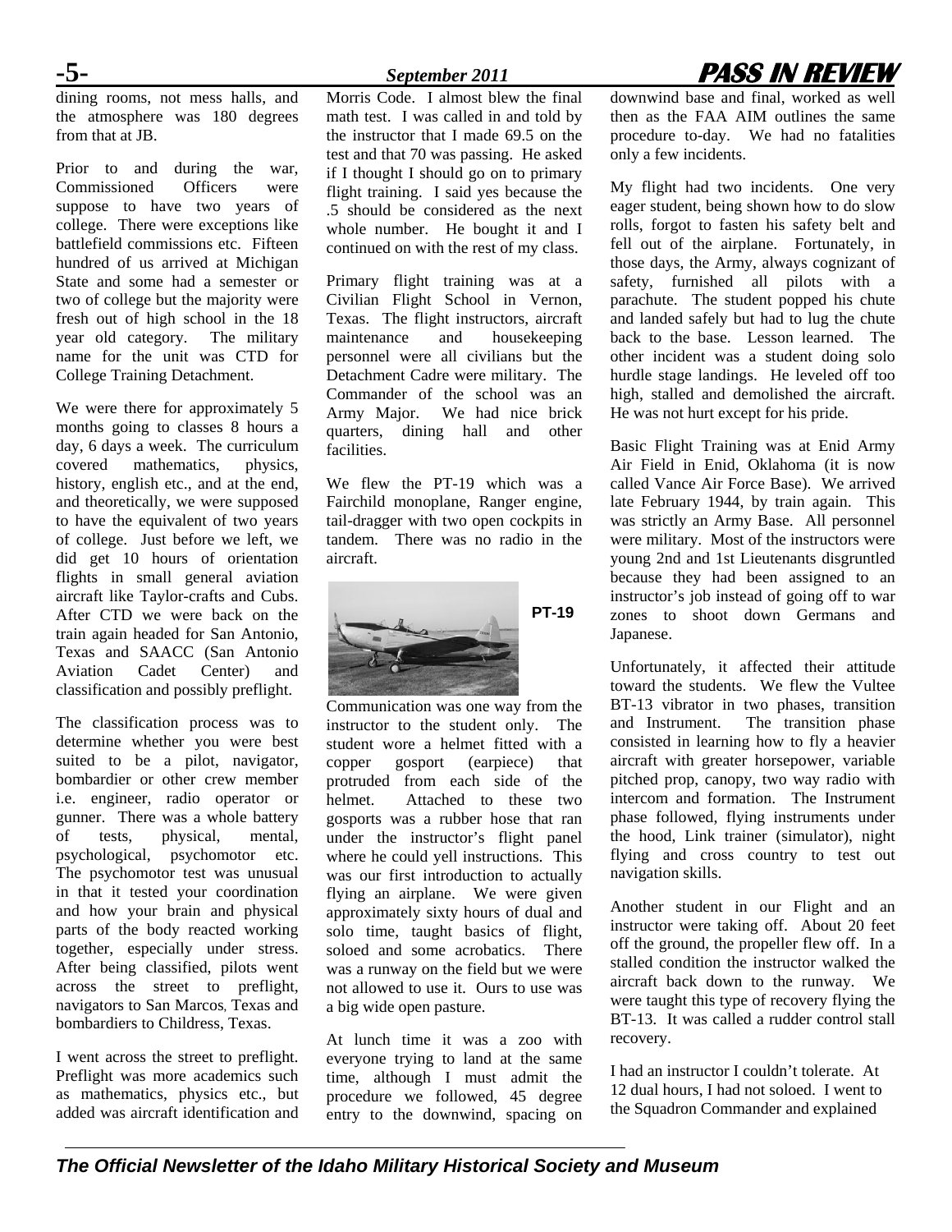dining rooms, not mess halls, and the atmosphere was 180 degrees from that at JB.

Prior to and during the war, Commissioned Officers were suppose to have two years of college. There were exceptions like battlefield commissions etc. Fifteen hundred of us arrived at Michigan State and some had a semester or two of college but the majority were fresh out of high school in the 18 year old category. The military name for the unit was CTD for College Training Detachment.

We were there for approximately 5 months going to classes 8 hours a day, 6 days a week. The curriculum covered mathematics, physics, history, english etc., and at the end, and theoretically, we were supposed to have the equivalent of two years of college. Just before we left, we did get 10 hours of orientation flights in small general aviation aircraft like Taylor-crafts and Cubs. After CTD we were back on the train again headed for San Antonio, Texas and SAACC (San Antonio Aviation Cadet Center) and classification and possibly preflight.

The classification process was to determine whether you were best suited to be a pilot, navigator, bombardier or other crew member i.e. engineer, radio operator or gunner. There was a whole battery of tests, physical, mental, psychological, psychomotor etc. The psychomotor test was unusual in that it tested your coordination and how your brain and physical parts of the body reacted working together, especially under stress. After being classified, pilots went across the street to preflight, navigators to San Marcos, Texas and bombardiers to Childress, Texas.

I went across the street to preflight. Preflight was more academics such as mathematics, physics etc., but added was aircraft identification and Morris Code. I almost blew the final math test. I was called in and told by the instructor that I made 69.5 on the test and that 70 was passing. He asked if I thought I should go on to primary flight training. I said yes because the .5 should be considered as the next whole number. He bought it and I continued on with the rest of my class.

Primary flight training was at a Civilian Flight School in Vernon, Texas. The flight instructors, aircraft maintenance and housekeeping personnel were all civilians but the Detachment Cadre were military. The Commander of the school was an Army Major. We had nice brick quarters, dining hall and other facilities.

We flew the PT-19 which was a Fairchild monoplane, Ranger engine, tail-dragger with two open cockpits in tandem. There was no radio in the aircraft.

**PT-19**

Communication was one way from the instructor to the student only. The student wore a helmet fitted with a copper gosport (earpiece) that protruded from each side of the helmet. Attached to these two gosports was a rubber hose that ran under the instructor's flight panel where he could yell instructions. This was our first introduction to actually flying an airplane. We were given approximately sixty hours of dual and solo time, taught basics of flight, soloed and some acrobatics. There was a runway on the field but we were not allowed to use it. Ours to use was a big wide open pasture.

At lunch time it was a zoo with everyone trying to land at the same time, although I must admit the procedure we followed, 45 degree entry to the downwind, spacing on downwind base and final, worked as well then as the FAA AIM outlines the same procedure to-day. We had no fatalities only a few incidents.

My flight had two incidents. One very eager student, being shown how to do slow rolls, forgot to fasten his safety belt and fell out of the airplane. Fortunately, in those days, the Army, always cognizant of safety, furnished all pilots with a parachute. The student popped his chute and landed safely but had to lug the chute back to the base. Lesson learned. The other incident was a student doing solo hurdle stage landings. He leveled off too high, stalled and demolished the aircraft. He was not hurt except for his pride.

Basic Flight Training was at Enid Army Air Field in Enid, Oklahoma (it is now called Vance Air Force Base). We arrived late February 1944, by train again. This was strictly an Army Base. All personnel were military. Most of the instructors were young 2nd and 1st Lieutenants disgruntled because they had been assigned to an instructor's job instead of going off to war zones to shoot down Germans and Japanese.

Unfortunately, it affected their attitude toward the students. We flew the Vultee BT-13 vibrator in two phases, transition and Instrument. The transition phase consisted in learning how to fly a heavier aircraft with greater horsepower, variable pitched prop, canopy, two way radio with intercom and formation. The Instrument phase followed, flying instruments under the hood, Link trainer (simulator), night flying and cross country to test out navigation skills.

Another student in our Flight and an instructor were taking off. About 20 feet off the ground, the propeller flew off. In a stalled condition the instructor walked the aircraft back down to the runway. We were taught this type of recovery flying the BT-13. It was called a rudder control stall recovery.

I had an instructor I couldn't tolerate. At 12 dual hours, I had not soloed. I went to the Squadron Commander and explained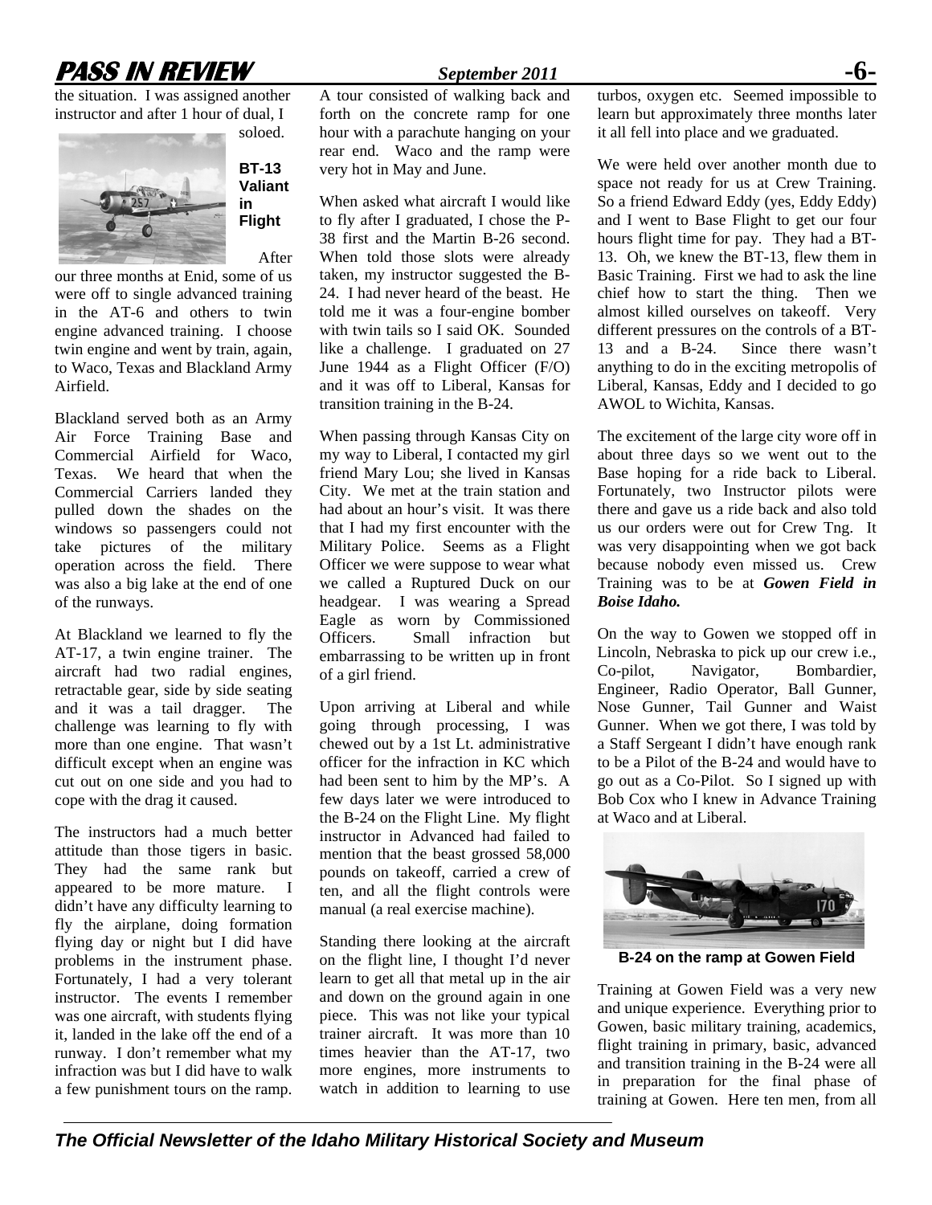the situation. I was assigned another instructor and after 1 hour of dual, I soloed.

**BT-13 Valiant in Flight**

After our three months at Enid, some of us were off to single advanced training in the AT-6 and others to twin engine advanced training. I choose twin engine and went by train, again, to Waco, Texas and Blackland Army Airfield.

Blackland served both as an Army Air Force Training Base and Commercial Airfield for Waco, Texas. We heard that when the Commercial Carriers landed they pulled down the shades on the windows so passengers could not take pictures of the military operation across the field. There was also a big lake at the end of one of the runways.

At Blackland we learned to fly the AT-17, a twin engine trainer. The aircraft had two radial engines, retractable gear, side by side seating and it was a tail dragger. The challenge was learning to fly with more than one engine. That wasn't difficult except when an engine was cut out on one side and you had to cope with the drag it caused.

The instructors had a much better attitude than those tigers in basic. They had the same rank but appeared to be more mature. I didn't have any difficulty learning to fly the airplane, doing formation flying day or night but I did have problems in the instrument phase. Fortunately, I had a very tolerant instructor. The events I remember was one aircraft, with students flying it, landed in the lake off the end of a runway. I don't remember what my infraction was but I did have to walk a few punishment tours on the ramp. A tour consisted of walking back and forth on the concrete ramp for one hour with a parachute hanging on your rear end. Waco and the ramp were very hot in May and June.

When asked what aircraft I would like to fly after I graduated, I chose the P-38 first and the Martin B-26 second. When told those slots were already taken, my instructor suggested the B-24. I had never heard of the beast. He told me it was a four-engine bomber with twin tails so I said OK. Sounded like a challenge. I graduated on 27 June 1944 as a Flight Officer (F/O) and it was off to Liberal, Kansas for transition training in the B-24.

When passing through Kansas City on my way to Liberal, I contacted my girl friend Mary Lou; she lived in Kansas City. We met at the train station and had about an hour's visit. It was there that I had my first encounter with the Military Police. Seems as a Flight Officer we were suppose to wear what we called a Ruptured Duck on our headgear. I was wearing a Spread Eagle as worn by Commissioned Officers. Small infraction but embarrassing to be written up in front of a girl friend.

Upon arriving at Liberal and while going through processing, I was chewed out by a 1st Lt. administrative officer for the infraction in KC which had been sent to him by the MP's. A few days later we were introduced to the B-24 on the Flight Line. My flight instructor in Advanced had failed to mention that the beast grossed 58,000 pounds on takeoff, carried a crew of ten, and all the flight controls were manual (a real exercise machine).

Standing there looking at the aircraft on the flight line, I thought I'd never learn to get all that metal up in the air and down on the ground again in one piece. This was not like your typical trainer aircraft. It was more than 10 times heavier than the AT-17, two more engines, more instruments to watch in addition to learning to use turbos, oxygen etc. Seemed impossible to learn but approximately three months later it all fell into place and we graduated.

We were held over another month due to space not ready for us at Crew Training. So a friend Edward Eddy (yes, Eddy Eddy) and I went to Base Flight to get our four hours flight time for pay. They had a BT-13. Oh, we knew the BT-13, flew them in Basic Training. First we had to ask the line chief how to start the thing. Then we almost killed ourselves on takeoff. Very different pressures on the controls of a BT-13 and a B-24. Since there wasn't anything to do in the exciting metropolis of Liberal, Kansas, Eddy and I decided to go AWOL to Wichita, Kansas.

The excitement of the large city wore off in about three days so we went out to the Base hoping for a ride back to Liberal. Fortunately, two Instructor pilots were there and gave us a ride back and also told us our orders were out for Crew Tng. It was very disappointing when we got back because nobody even missed us. Crew Training was to be at ***Gowen Field in Boise Idaho.***

On the way to Gowen we stopped off in Lincoln, Nebraska to pick up our crew i.e., Co-pilot, Navigator, Bombardier, Engineer, Radio Operator, Ball Gunner, Nose Gunner, Tail Gunner and Waist Gunner. When we got there, I was told by a Staff Sergeant I didn't have enough rank to be a Pilot of the B-24 and would have to go out as a Co-Pilot. So I signed up with Bob Cox who I knew in Advance Training at Waco and at Liberal.

**B-24 on the ramp at Gowen Field**

Training at Gowen Field was a very new and unique experience. Everything prior to Gowen, basic military training, academics, flight training in primary, basic, advanced and transition training in the B-24 were all in preparation for the final phase of training at Gowen. Here ten men, from all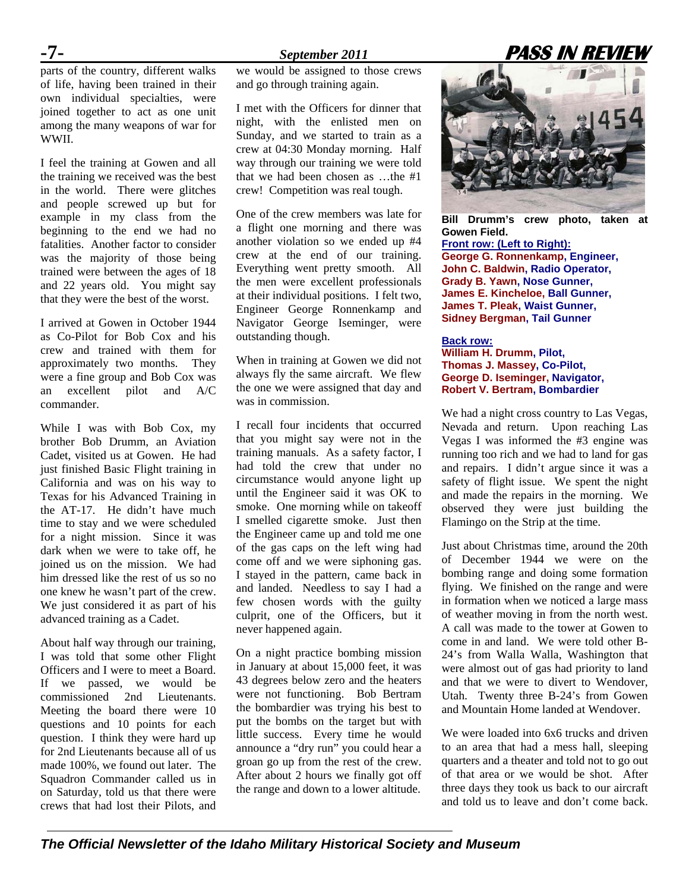parts of the country, different walks of life, having been trained in their own individual specialties, were joined together to act as one unit among the many weapons of war for WWII.

I feel the training at Gowen and all the training we received was the best in the world. There were glitches and people screwed up but for example in my class from the beginning to the end we had no fatalities. Another factor to consider was the majority of those being trained were between the ages of 18 and 22 years old. You might say that they were the best of the worst.

I arrived at Gowen in October 1944 as Co-Pilot for Bob Cox and his crew and trained with them for approximately two months. They were a fine group and Bob Cox was an excellent pilot and A/C commander.

While I was with Bob Cox, my brother Bob Drumm, an Aviation Cadet, visited us at Gowen. He had just finished Basic Flight training in California and was on his way to Texas for his Advanced Training in the AT-17. He didn't have much time to stay and we were scheduled for a night mission. Since it was dark when we were to take off, he joined us on the mission. We had him dressed like the rest of us so no one knew he wasn't part of the crew. We just considered it as part of his advanced training as a Cadet.

About half way through our training, I was told that some other Flight Officers and I were to meet a Board. If we passed, we would be commissioned 2nd Lieutenants. Meeting the board there were 10 questions and 10 points for each question. I think they were hard up for 2nd Lieutenants because all of us made 100%, we found out later. The Squadron Commander called us in on Saturday, told us that there were crews that had lost their Pilots, and we would be assigned to those crews and go through training again.

I met with the Officers for dinner that night, with the enlisted men on Sunday, and we started to train as a crew at 04:30 Monday morning. Half way through our training we were told that we had been chosen as …the #1 crew! Competition was real tough.

One of the crew members was late for a flight one morning and there was another violation so we ended up #4 crew at the end of our training. Everything went pretty smooth. All the men were excellent professionals at their individual positions. I felt two, Engineer George Ronnenkamp and Navigator George Iseminger, were outstanding though.

When in training at Gowen we did not always fly the same aircraft. We flew the one we were assigned that day and was in commission.

I recall four incidents that occurred that you might say were not in the training manuals. As a safety factor, I had told the crew that under no circumstance would anyone light up until the Engineer said it was OK to smoke. One morning while on takeoff I smelled cigarette smoke. Just then the Engineer came up and told me one of the gas caps on the left wing had come off and we were siphoning gas. I stayed in the pattern, came back in and landed. Needless to say I had a few chosen words with the guilty culprit, one of the Officers, but it never happened again.

On a night practice bombing mission in January at about 15,000 feet, it was 43 degrees below zero and the heaters were not functioning. Bob Bertram the bombardier was trying his best to put the bombs on the target but with little success. Every time he would announce a "dry run" you could hear a groan go up from the rest of the crew. After about 2 hours we finally got off the range and down to a lower altitude.

**Bill Drumm's crew photo, taken at Gowen Field.**
**Front row: (Left to Right):**
**George G. Ronnenkamp, Engineer,**
**John C. Baldwin, Radio Operator,**
**Grady B. Yawn, Nose Gunner,**
**James E. Kincheloe, Ball Gunner,**
**James T. Pleak, Waist Gunner,**
**Sidney Bergman, Tail Gunner**

**Back row:**
**William H. Drumm, Pilot,**
**Thomas J. Massey, Co-Pilot,**
**George D. Iseminger, Navigator,**
**Robert V. Bertram, Bombardier**

We had a night cross country to Las Vegas, Nevada and return. Upon reaching Las Vegas I was informed the #3 engine was running too rich and we had to land for gas and repairs. I didn't argue since it was a safety of flight issue. We spent the night and made the repairs in the morning. We observed they were just building the Flamingo on the Strip at the time.

Just about Christmas time, around the 20th of December 1944 we were on the bombing range and doing some formation flying. We finished on the range and were in formation when we noticed a large mass of weather moving in from the north west. A call was made to the tower at Gowen to come in and land. We were told other B-24's from Walla Walla, Washington that were almost out of gas had priority to land and that we were to divert to Wendover, Utah. Twenty three B-24's from Gowen and Mountain Home landed at Wendover.

We were loaded into 6x6 trucks and driven to an area that had a mess hall, sleeping quarters and a theater and told not to go out of that area or we would be shot. After three days they took us back to our aircraft and told us to leave and don't come back.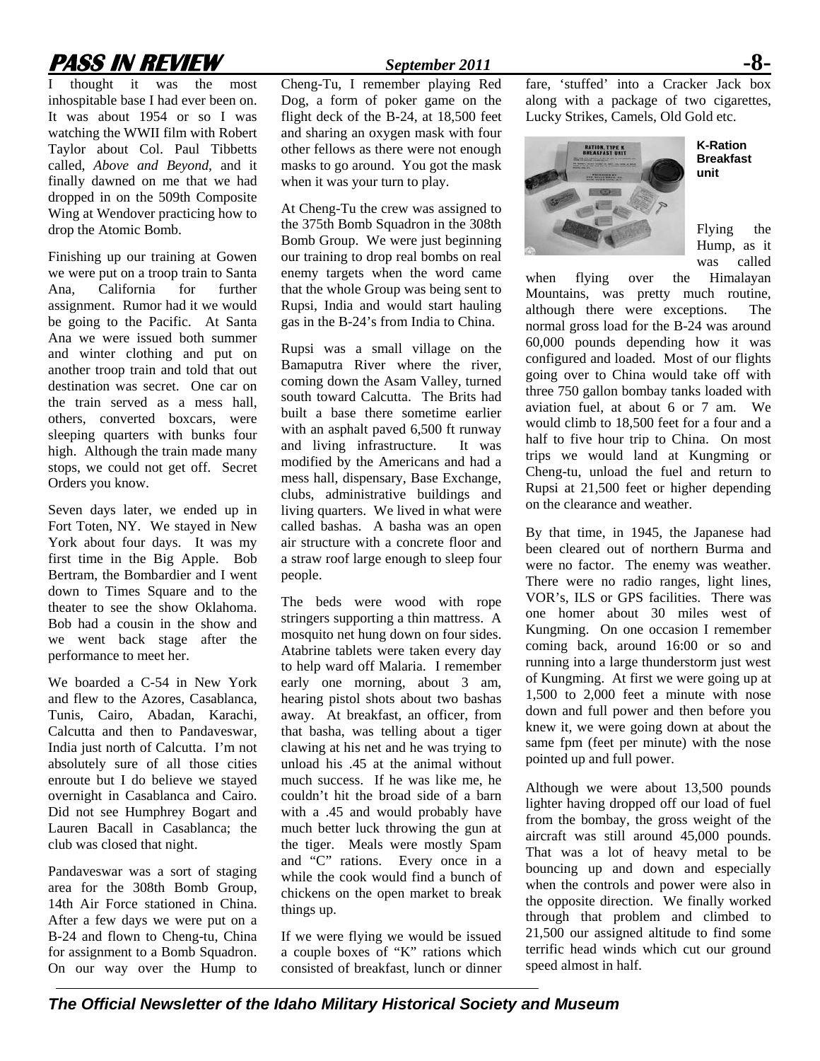I thought it was the most inhospitable base I had ever been on. It was about 1954 or so I was watching the WWII film with Robert Taylor about Col. Paul Tibbetts called, *Above and Beyond*, and it finally dawned on me that we had dropped in on the 509th Composite Wing at Wendover practicing how to drop the Atomic Bomb.

Finishing up our training at Gowen we were put on a troop train to Santa Ana, California for further assignment. Rumor had it we would be going to the Pacific. At Santa Ana we were issued both summer and winter clothing and put on another troop train and told that out destination was secret. One car on the train served as a mess hall, others, converted boxcars, were sleeping quarters with bunks four high. Although the train made many stops, we could not get off. Secret Orders you know.

Seven days later, we ended up in Fort Toten, NY. We stayed in New York about four days. It was my first time in the Big Apple. Bob Bertram, the Bombardier and I went down to Times Square and to the theater to see the show Oklahoma. Bob had a cousin in the show and we went back stage after the performance to meet her.

We boarded a C-54 in New York and flew to the Azores, Casablanca, Tunis, Cairo, Abadan, Karachi, Calcutta and then to Pandaveswar, India just north of Calcutta. I'm not absolutely sure of all those cities enroute but I do believe we stayed overnight in Casablanca and Cairo. Did not see Humphrey Bogart and Lauren Bacall in Casablanca; the club was closed that night.

Pandaveswar was a sort of staging area for the 308th Bomb Group, 14th Air Force stationed in China. After a few days we were put on a B-24 and flown to Cheng-tu, China for assignment to a Bomb Squadron. On our way over the Hump to Cheng-Tu, I remember playing Red Dog, a form of poker game on the flight deck of the B-24, at 18,500 feet and sharing an oxygen mask with four other fellows as there were not enough masks to go around. You got the mask when it was your turn to play.

At Cheng-Tu the crew was assigned to the 375th Bomb Squadron in the 308th Bomb Group. We were just beginning our training to drop real bombs on real enemy targets when the word came that the whole Group was being sent to Rupsi, India and would start hauling gas in the B-24's from India to China.

Rupsi was a small village on the Bamaputra River where the river, coming down the Asam Valley, turned south toward Calcutta. The Brits had built a base there sometime earlier with an asphalt paved 6,500 ft runway and living infrastructure. It was modified by the Americans and had a mess hall, dispensary, Base Exchange, clubs, administrative buildings and living quarters. We lived in what were called bashas. A basha was an open air structure with a concrete floor and a straw roof large enough to sleep four people.

The beds were wood with rope stringers supporting a thin mattress. A mosquito net hung down on four sides. Atabrine tablets were taken every day to help ward off Malaria. I remember early one morning, about 3 am, hearing pistol shots about two bashas away. At breakfast, an officer, from that basha, was telling about a tiger clawing at his net and he was trying to unload his .45 at the animal without much success. If he was like me, he couldn't hit the broad side of a barn with a .45 and would probably have much better luck throwing the gun at the tiger. Meals were mostly Spam and "C" rations. Every once in a while the cook would find a bunch of chickens on the open market to break things up.

If we were flying we would be issued a couple boxes of "K" rations which consisted of breakfast, lunch or dinner fare, 'stuffed' into a Cracker Jack box along with a package of two cigarettes, Lucky Strikes, Camels, Old Gold etc.

**K-Ration Breakfast unit**

Flying the Hump, as it was called when flying over the Himalayan Mountains, was pretty much routine, although there were exceptions. The normal gross load for the B-24 was around 60,000 pounds depending how it was configured and loaded. Most of our flights going over to China would take off with three 750 gallon bombay tanks loaded with aviation fuel, at about 6 or 7 am. We would climb to 18,500 feet for a four and a half to five hour trip to China. On most trips we would land at Kungming or Cheng-tu, unload the fuel and return to Rupsi at 21,500 feet or higher depending on the clearance and weather.

By that time, in 1945, the Japanese had been cleared out of northern Burma and were no factor. The enemy was weather. There were no radio ranges, light lines, VOR's, ILS or GPS facilities. There was one homer about 30 miles west of Kungming. On one occasion I remember coming back, around 16:00 or so and running into a large thunderstorm just west of Kungming. At first we were going up at 1,500 to 2,000 feet a minute with nose down and full power and then before you knew it, we were going down at about the same fpm (feet per minute) with the nose pointed up and full power.

Although we were about 13,500 pounds lighter having dropped off our load of fuel from the bombay, the gross weight of the aircraft was still around 45,000 pounds. That was a lot of heavy metal to be bouncing up and down and especially when the controls and power were also in the opposite direction. We finally worked through that problem and climbed to 21,500 our assigned altitude to find some terrific head winds which cut our ground speed almost in half.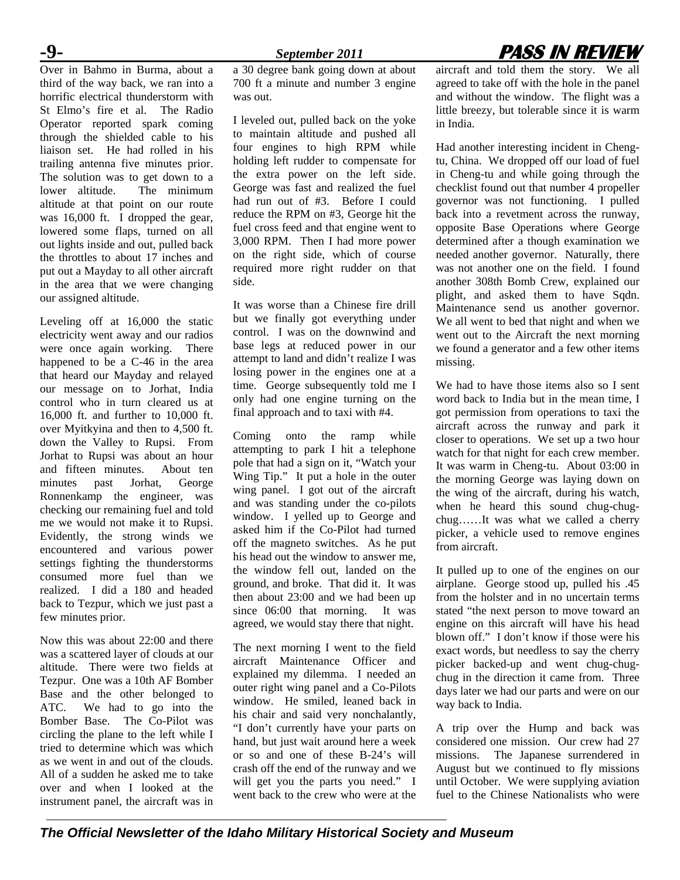Over in Bahmo in Burma, about a third of the way back, we ran into a horrific electrical thunderstorm with St Elmo's fire et al. The Radio Operator reported spark coming through the shielded cable to his liaison set. He had rolled in his trailing antenna five minutes prior. The solution was to get down to a lower altitude. The minimum altitude at that point on our route was 16,000 ft. I dropped the gear, lowered some flaps, turned on all out lights inside and out, pulled back the throttles to about 17 inches and put out a Mayday to all other aircraft in the area that we were changing our assigned altitude.

Leveling off at 16,000 the static electricity went away and our radios were once again working. There happened to be a C-46 in the area that heard our Mayday and relayed our message on to Jorhat, India control who in turn cleared us at 16,000 ft. and further to 10,000 ft. over Myitkyina and then to 4,500 ft. down the Valley to Rupsi. From Jorhat to Rupsi was about an hour and fifteen minutes. About ten minutes past Jorhat, George Ronnenkamp the engineer, was checking our remaining fuel and told me we would not make it to Rupsi. Evidently, the strong winds we encountered and various power settings fighting the thunderstorms consumed more fuel than we realized. I did a 180 and headed back to Tezpur, which we just past a few minutes prior.

Now this was about 22:00 and there was a scattered layer of clouds at our altitude. There were two fields at Tezpur. One was a 10th AF Bomber Base and the other belonged to ATC. We had to go into the Bomber Base. The Co-Pilot was circling the plane to the left while I tried to determine which was which as we went in and out of the clouds. All of a sudden he asked me to take over and when I looked at the instrument panel, the aircraft was in a 30 degree bank going down at about 700 ft a minute and number 3 engine was out.

I leveled out, pulled back on the yoke to maintain altitude and pushed all four engines to high RPM while holding left rudder to compensate for the extra power on the left side. George was fast and realized the fuel had run out of #3. Before I could reduce the RPM on #3, George hit the fuel cross feed and that engine went to 3,000 RPM. Then I had more power on the right side, which of course required more right rudder on that side.

It was worse than a Chinese fire drill but we finally got everything under control. I was on the downwind and base legs at reduced power in our attempt to land and didn't realize I was losing power in the engines one at a time. George subsequently told me I only had one engine turning on the final approach and to taxi with #4.

Coming onto the ramp while attempting to park I hit a telephone pole that had a sign on it, "Watch your Wing Tip." It put a hole in the outer wing panel. I got out of the aircraft and was standing under the co-pilots window. I yelled up to George and asked him if the Co-Pilot had turned off the magneto switches. As he put his head out the window to answer me, the window fell out, landed on the ground, and broke. That did it. It was then about 23:00 and we had been up since 06:00 that morning. It was agreed, we would stay there that night.

The next morning I went to the field aircraft Maintenance Officer and explained my dilemma. I needed an outer right wing panel and a Co-Pilots window. He smiled, leaned back in his chair and said very nonchalantly, "I don't currently have your parts on hand, but just wait around here a week or so and one of these B-24's will crash off the end of the runway and we will get you the parts you need." I went back to the crew who were at the aircraft and told them the story. We all agreed to take off with the hole in the panel and without the window. The flight was a little breezy, but tolerable since it is warm in India.

Had another interesting incident in Cheng-tu, China. We dropped off our load of fuel in Cheng-tu and while going through the checklist found out that number 4 propeller governor was not functioning. I pulled back into a revetment across the runway, opposite Base Operations where George determined after a though examination we needed another governor. Naturally, there was not another one on the field. I found another 308th Bomb Crew, explained our plight, and asked them to have Sqdn. Maintenance send us another governor. We all went to bed that night and when we went out to the Aircraft the next morning we found a generator and a few other items missing.

We had to have those items also so I sent word back to India but in the mean time, I got permission from operations to taxi the aircraft across the runway and park it closer to operations. We set up a two hour watch for that night for each crew member. It was warm in Cheng-tu. About 03:00 in the morning George was laying down on the wing of the aircraft, during his watch, when he heard this sound chug-chug-chug……It was what we called a cherry picker, a vehicle used to remove engines from aircraft.

It pulled up to one of the engines on our airplane. George stood up, pulled his .45 from the holster and in no uncertain terms stated "the next person to move toward an engine on this aircraft will have his head blown off." I don't know if those were his exact words, but needless to say the cherry picker backed-up and went chug-chug-chug in the direction it came from. Three days later we had our parts and were on our way back to India.

A trip over the Hump and back was considered one mission. Our crew had 27 missions. The Japanese surrendered in August but we continued to fly missions until October. We were supplying aviation fuel to the Chinese Nationalists who were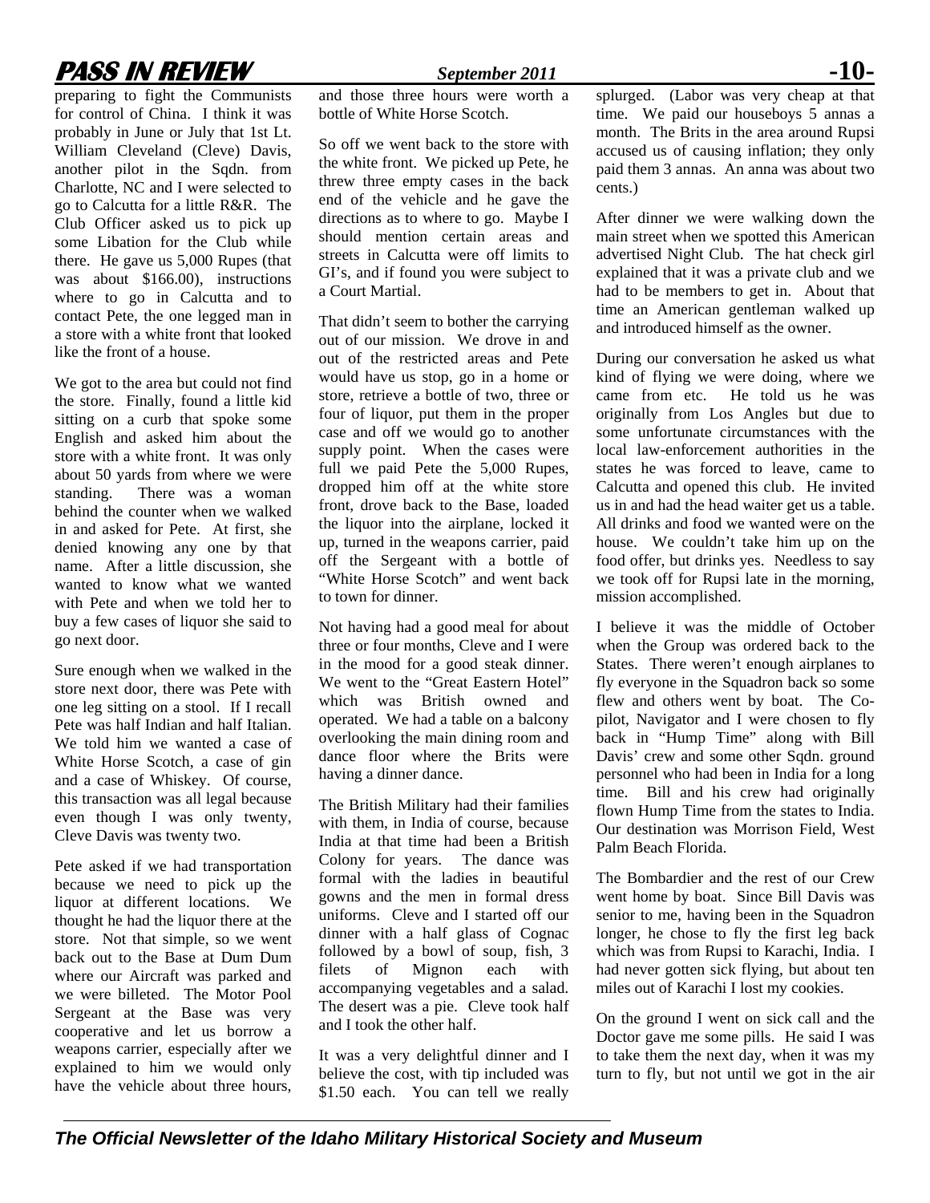preparing to fight the Communists for control of China. I think it was probably in June or July that 1st Lt. William Cleveland (Cleve) Davis, another pilot in the Sqdn. from Charlotte, NC and I were selected to go to Calcutta for a little R&R. The Club Officer asked us to pick up some Libation for the Club while there. He gave us 5,000 Rupes (that was about $166.00), instructions where to go in Calcutta and to contact Pete, the one legged man in a store with a white front that looked like the front of a house.

We got to the area but could not find the store. Finally, found a little kid sitting on a curb that spoke some English and asked him about the store with a white front. It was only about 50 yards from where we were standing. There was a woman behind the counter when we walked in and asked for Pete. At first, she denied knowing any one by that name. After a little discussion, she wanted to know what we wanted with Pete and when we told her to buy a few cases of liquor she said to go next door.

Sure enough when we walked in the store next door, there was Pete with one leg sitting on a stool. If I recall Pete was half Indian and half Italian. We told him we wanted a case of White Horse Scotch, a case of gin and a case of Whiskey. Of course, this transaction was all legal because even though I was only twenty, Cleve Davis was twenty two.

Pete asked if we had transportation because we need to pick up the liquor at different locations. We thought he had the liquor there at the store. Not that simple, so we went back out to the Base at Dum Dum where our Aircraft was parked and we were billeted. The Motor Pool Sergeant at the Base was very cooperative and let us borrow a weapons carrier, especially after we explained to him we would only have the vehicle about three hours, and those three hours were worth a bottle of White Horse Scotch.

So off we went back to the store with the white front. We picked up Pete, he threw three empty cases in the back end of the vehicle and he gave the directions as to where to go. Maybe I should mention certain areas and streets in Calcutta were off limits to GI's, and if found you were subject to a Court Martial.

That didn't seem to bother the carrying out of our mission. We drove in and out of the restricted areas and Pete would have us stop, go in a home or store, retrieve a bottle of two, three or four of liquor, put them in the proper case and off we would go to another supply point. When the cases were full we paid Pete the 5,000 Rupes, dropped him off at the white store front, drove back to the Base, loaded the liquor into the airplane, locked it up, turned in the weapons carrier, paid off the Sergeant with a bottle of "White Horse Scotch" and went back to town for dinner.

Not having had a good meal for about three or four months, Cleve and I were in the mood for a good steak dinner. We went to the "Great Eastern Hotel" which was British owned and operated. We had a table on a balcony overlooking the main dining room and dance floor where the Brits were having a dinner dance.

The British Military had their families with them, in India of course, because India at that time had been a British Colony for years. The dance was formal with the ladies in beautiful gowns and the men in formal dress uniforms. Cleve and I started off our dinner with a half glass of Cognac followed by a bowl of soup, fish, 3 filets of Mignon each with accompanying vegetables and a salad. The desert was a pie. Cleve took half and I took the other half.

It was a very delightful dinner and I believe the cost, with tip included was $1.50 each. You can tell we really splurged. (Labor was very cheap at that time. We paid our houseboys 5 annas a month. The Brits in the area around Rupsi accused us of causing inflation; they only paid them 3 annas. An anna was about two cents.)

After dinner we were walking down the main street when we spotted this American advertised Night Club. The hat check girl explained that it was a private club and we had to be members to get in. About that time an American gentleman walked up and introduced himself as the owner.

During our conversation he asked us what kind of flying we were doing, where we came from etc. He told us he was originally from Los Angles but due to some unfortunate circumstances with the local law-enforcement authorities in the states he was forced to leave, came to Calcutta and opened this club. He invited us in and had the head waiter get us a table. All drinks and food we wanted were on the house. We couldn't take him up on the food offer, but drinks yes. Needless to say we took off for Rupsi late in the morning, mission accomplished.

I believe it was the middle of October when the Group was ordered back to the States. There weren't enough airplanes to fly everyone in the Squadron back so some flew and others went by boat. The Co-pilot, Navigator and I were chosen to fly back in "Hump Time" along with Bill Davis' crew and some other Sqdn. ground personnel who had been in India for a long time. Bill and his crew had originally flown Hump Time from the states to India. Our destination was Morrison Field, West Palm Beach Florida.

The Bombardier and the rest of our Crew went home by boat. Since Bill Davis was senior to me, having been in the Squadron longer, he chose to fly the first leg back which was from Rupsi to Karachi, India. I had never gotten sick flying, but about ten miles out of Karachi I lost my cookies.

On the ground I went on sick call and the Doctor gave me some pills. He said I was to take them the next day, when it was my turn to fly, but not until we got in the air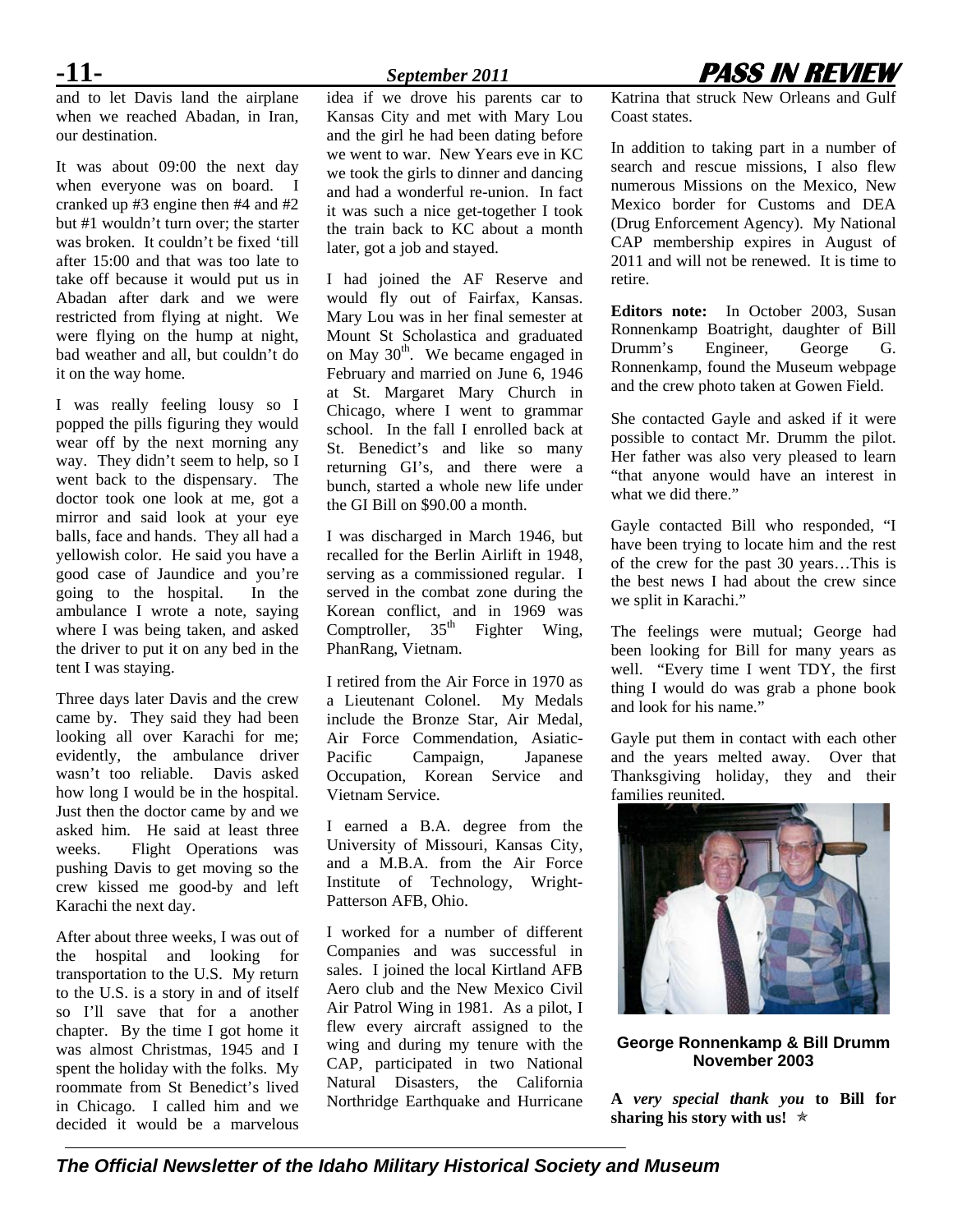and to let Davis land the airplane when we reached Abadan, in Iran, our destination.

It was about 09:00 the next day when everyone was on board. I cranked up #3 engine then #4 and #2 but #1 wouldn't turn over; the starter was broken. It couldn't be fixed 'till after 15:00 and that was too late to take off because it would put us in Abadan after dark and we were restricted from flying at night. We were flying on the hump at night, bad weather and all, but couldn't do it on the way home.

I was really feeling lousy so I popped the pills figuring they would wear off by the next morning any way. They didn't seem to help, so I went back to the dispensary. The doctor took one look at me, got a mirror and said look at your eye balls, face and hands. They all had a yellowish color. He said you have a good case of Jaundice and you're going to the hospital. In the ambulance I wrote a note, saying where I was being taken, and asked the driver to put it on any bed in the tent I was staying.

Three days later Davis and the crew came by. They said they had been looking all over Karachi for me; evidently, the ambulance driver wasn't too reliable. Davis asked how long I would be in the hospital. Just then the doctor came by and we asked him. He said at least three weeks. Flight Operations was pushing Davis to get moving so the crew kissed me good-by and left Karachi the next day.

After about three weeks, I was out of the hospital and looking for transportation to the U.S. My return to the U.S. is a story in and of itself so I'll save that for a another chapter. By the time I got home it was almost Christmas, 1945 and I spent the holiday with the folks. My roommate from St Benedict's lived in Chicago. I called him and we decided it would be a marvelous idea if we drove his parents car to Kansas City and met with Mary Lou and the girl he had been dating before we went to war. New Years eve in KC we took the girls to dinner and dancing and had a wonderful re-union. In fact it was such a nice get-together I took the train back to KC about a month later, got a job and stayed.

I had joined the AF Reserve and would fly out of Fairfax, Kansas. Mary Lou was in her final semester at Mount St Scholastica and graduated on May 30th. We became engaged in February and married on June 6, 1946 at St. Margaret Mary Church in Chicago, where I went to grammar school. In the fall I enrolled back at St. Benedict's and like so many returning GI's, and there were a bunch, started a whole new life under the GI Bill on $90.00 a month.

I was discharged in March 1946, but recalled for the Berlin Airlift in 1948, serving as a commissioned regular. I served in the combat zone during the Korean conflict, and in 1969 was Comptroller, 35th Fighter Wing, PhanRang, Vietnam.

I retired from the Air Force in 1970 as a Lieutenant Colonel. My Medals include the Bronze Star, Air Medal, Air Force Commendation, Asiatic-Pacific Campaign, Japanese Occupation, Korean Service and Vietnam Service.

I earned a B.A. degree from the University of Missouri, Kansas City, and a M.B.A. from the Air Force Institute of Technology, Wright-Patterson AFB, Ohio.

I worked for a number of different Companies and was successful in sales. I joined the local Kirtland AFB Aero club and the New Mexico Civil Air Patrol Wing in 1981. As a pilot, I flew every aircraft assigned to the wing and during my tenure with the CAP, participated in two National Natural Disasters, the California Northridge Earthquake and Hurricane Katrina that struck New Orleans and Gulf Coast states.

In addition to taking part in a number of search and rescue missions, I also flew numerous Missions on the Mexico, New Mexico border for Customs and DEA (Drug Enforcement Agency). My National CAP membership expires in August of 2011 and will not be renewed. It is time to retire.

**Editors note:** In October 2003, Susan Ronnenkamp Boatright, daughter of Bill Drumm's Engineer, George G. Ronnenkamp, found the Museum webpage and the crew photo taken at Gowen Field.

She contacted Gayle and asked if it were possible to contact Mr. Drumm the pilot. Her father was also very pleased to learn "that anyone would have an interest in what we did there."

Gayle contacted Bill who responded, "I have been trying to locate him and the rest of the crew for the past 30 years…This is the best news I had about the crew since we split in Karachi."

The feelings were mutual; George had been looking for Bill for many years as well. "Every time I went TDY, the first thing I would do was grab a phone book and look for his name."

Gayle put them in contact with each other and the years melted away. Over that Thanksgiving holiday, they and their families reunited.

**George Ronnenkamp & Bill Drumm November 2003**

**A *very special thank you* to Bill for sharing his story with us!** ✯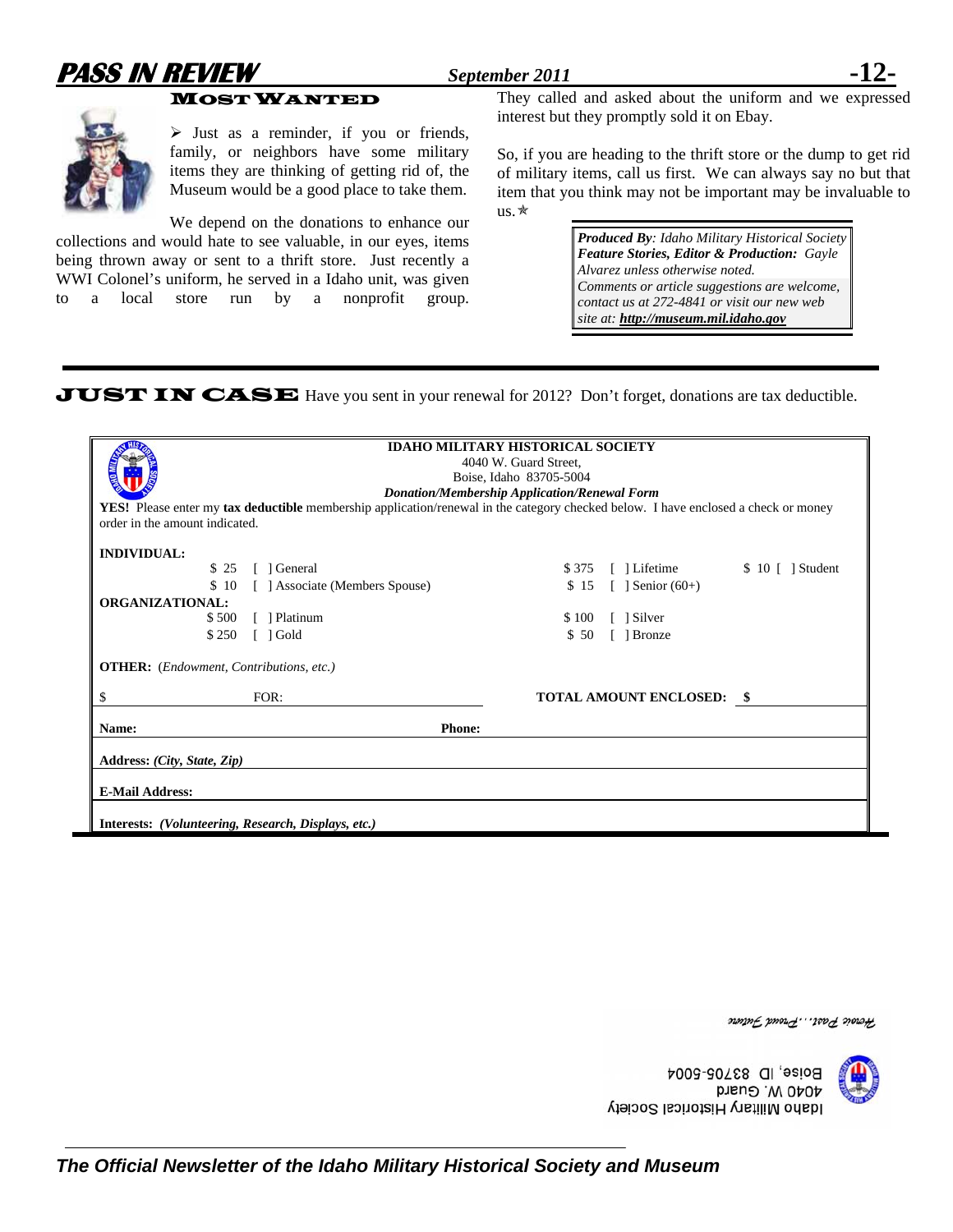## MOST WANTED

➢ Just as a reminder, if you or friends, family, or neighbors have some military items they are thinking of getting rid of, the Museum would be a good place to take them.

We depend on the donations to enhance our collections and would hate to see valuable, in our eyes, items being thrown away or sent to a thrift store. Just recently a WWI Colonel's uniform, he served in a Idaho unit, was given to a local store run by a nonprofit group. They called and asked about the uniform and we expressed interest but they promptly sold it on Ebay.

So, if you are heading to the thrift store or the dump to get rid of military items, call us first. We can always say no but that item that you think may not be important may be invaluable to us.

***Produced By**: Idaho Military Historical Society*
***Feature Stories, Editor & Production:** Gayle Alvarez unless otherwise noted.*
*Comments or article suggestions are welcome, contact us at 272-4841 or visit our new web site at: **http://museum.mil.idaho.gov***

---

**JUST IN CASE** Have you sent in your renewal for 2012? Don't forget, donations are tax deductible.

**IDAHO MILITARY HISTORICAL SOCIETY**
4040 W. Guard Street,
Boise, Idaho 83705-5004
***Donation/Membership Application/Renewal Form***

**YES!** Please enter my **tax deductible** membership application/renewal in the category checked below. I have enclosed a check or money order in the amount indicated.

**INDIVIDUAL:**

| | | | | | |
|---|---|---|---|---|---|
| $ 25 | [ ] General | $ 375 | [ ] Lifetime | $ 10 | [ ] Student |
| $ 10 | [ ] Associate (Members Spouse) | $ 15 | [ ] Senior (60+) | | |

**ORGANIZATIONAL:**

| | | | |
|---|---|---|---|
| $ 500 | [ ] Platinum | $ 100 | [ ] Silver |
| $ 250 | [ ] Gold | $ 50 | [ ] Bronze |

**OTHER:** (*Endowment, Contributions, etc.*)

$ FOR: **TOTAL AMOUNT ENCLOSED: $**

**Name:** **Phone:**

**Address:** ***(City, State, Zip)***

**E-Mail Address:**

**Interests:** ***(Volunteering, Research, Displays, etc.)***

*Heroic Past...Proud Future*

Idaho Military Historical Society
4040 W. Guard
Boise, ID 83705-5004

***The Official Newsletter of the Idaho Military Historical Society and Museum***